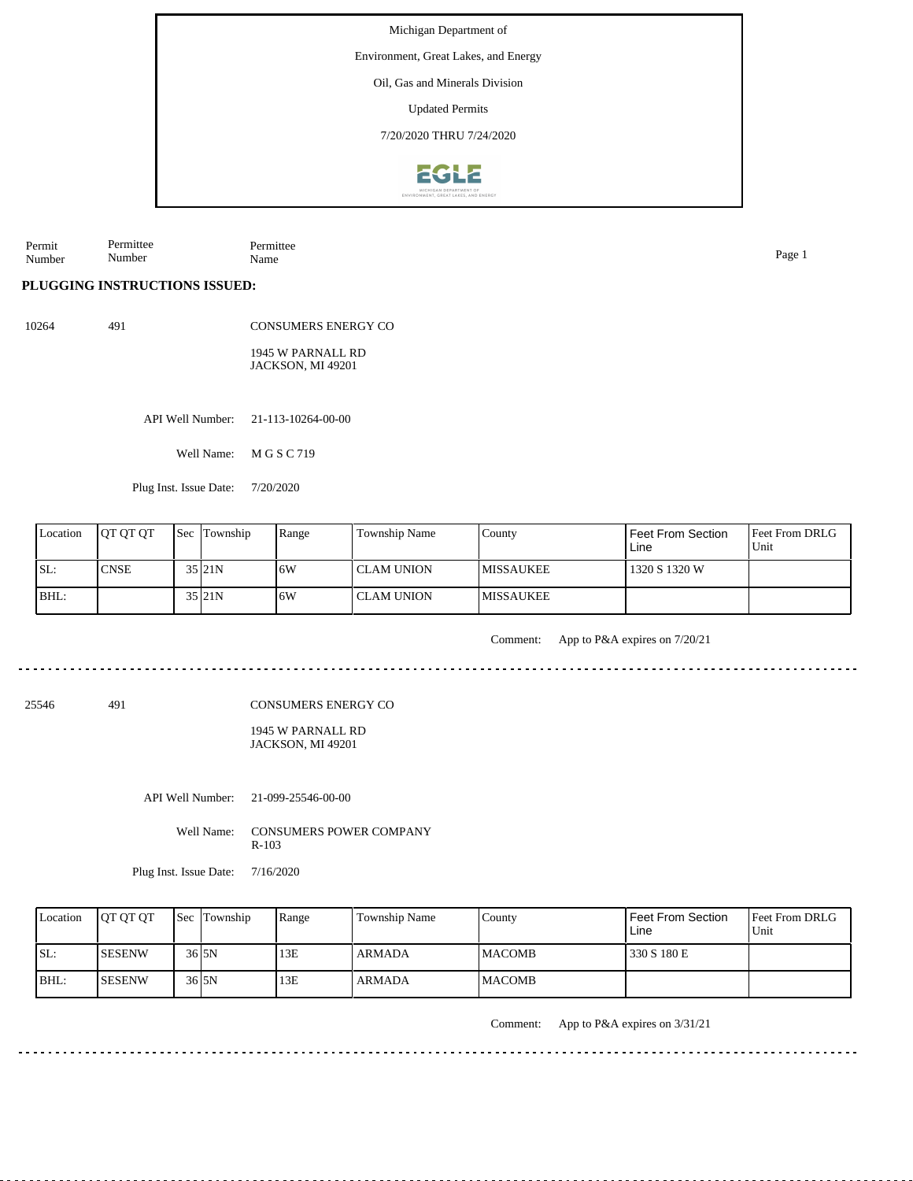Michigan Department of

Environment, Great Lakes, and Energy

Oil, Gas and Minerals Division

Updated Permits

7/20/2020 THRU 7/24/2020

| Permit Number | Permittee Number | Permittee Name |
|---|---|---|

## PLUGGING INSTRUCTIONS ISSUED:

10264 491 CONSUMERS ENERGY CO

1945 W PARNALL RD
JACKSON, MI 49201

API Well Number: 21-113-10264-00-00

Well Name: M G S C 719

Plug Inst. Issue Date: 7/20/2020

| Location | QT QT QT | Sec | Township | Range | Township Name | County | Feet From Section Line | Feet From DRLG Unit |
|---|---|---|---|---|---|---|---|---|
| SL: | CNSE | 35 | 21N | 6W | CLAM UNION | MISSAUKEE | 1320 S 1320 W | |
| BHL: | | 35 | 21N | 6W | CLAM UNION | MISSAUKEE | | |

Comment: App to P&A expires on 7/20/21

---

25546 491 CONSUMERS ENERGY CO

1945 W PARNALL RD
JACKSON, MI 49201

API Well Number: 21-099-25546-00-00

Well Name: CONSUMERS POWER COMPANY R-103

Plug Inst. Issue Date: 7/16/2020

| Location | QT QT QT | Sec | Township | Range | Township Name | County | Feet From Section Line | Feet From DRLG Unit |
|---|---|---|---|---|---|---|---|---|
| SL: | SESENW | 36 | 5N | 13E | ARMADA | MACOMB | 330 S 180 E | |
| BHL: | SESENW | 36 | 5N | 13E | ARMADA | MACOMB | | |

Comment: App to P&A expires on 3/31/21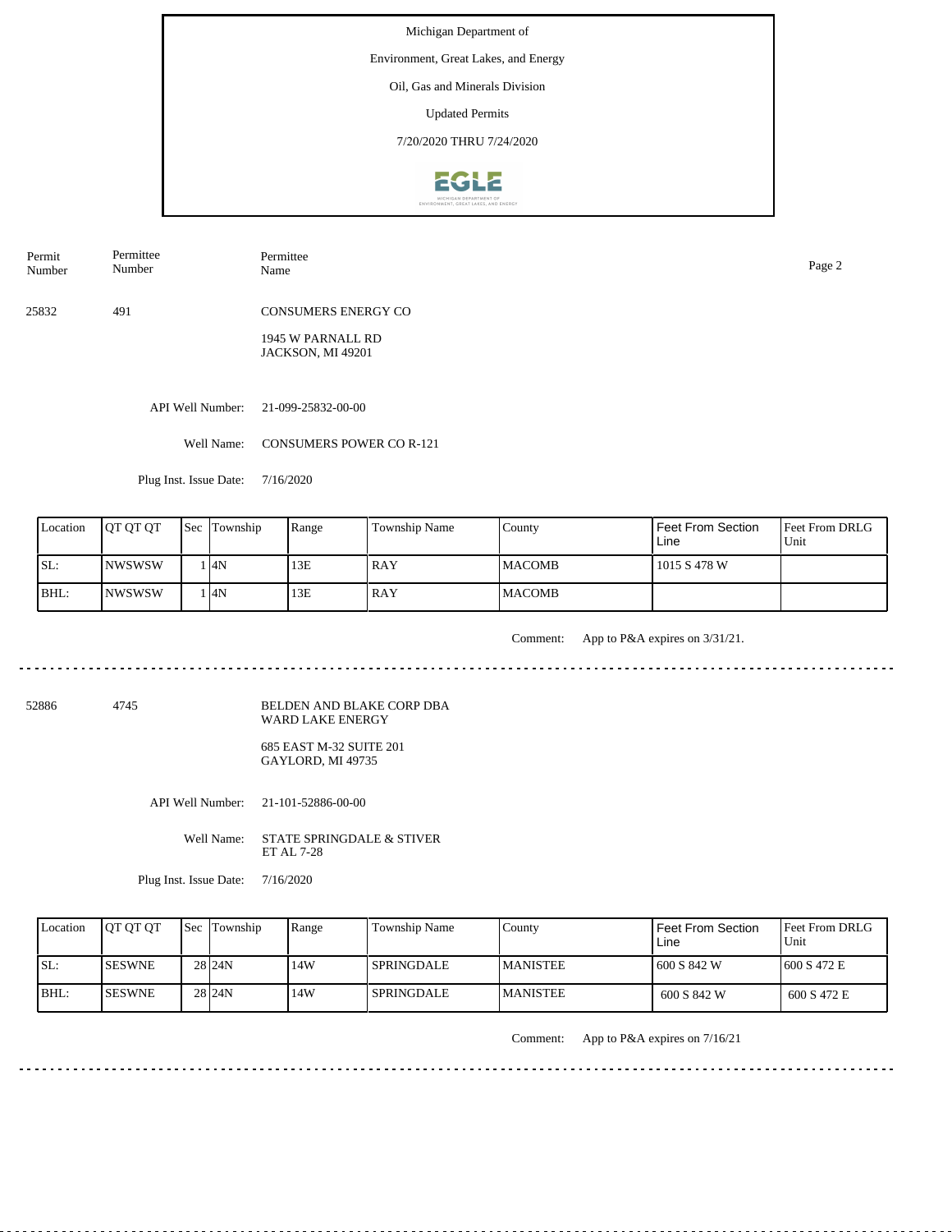Michigan Department of

Environment, Great Lakes, and Energy

Oil, Gas and Minerals Division

Updated Permits

7/20/2020 THRU 7/24/2020

| Permit Number | Permittee Number | Permittee Name |
|---|---|---|
| 25832 | 491 | CONSUMERS ENERGY CO<br>1945 W PARNALL RD<br>JACKSON, MI 49201 |

API Well Number: 21-099-25832-00-00

Well Name: CONSUMERS POWER CO R-121

Plug Inst. Issue Date: 7/16/2020

| Location | QT QT QT | Sec | Township | Range | Township Name | County | Feet From Section Line | Feet From DRLG Unit |
|---|---|---|---|---|---|---|---|---|
| SL: | NWSWSW | 1 | 4N | 13E | RAY | MACOMB | 1015 S 478 W | |
| BHL: | NWSWSW | 1 | 4N | 13E | RAY | MACOMB | | |

Comment: App to P&A expires on 3/31/21.

---

| Permit Number | Permittee Number | Permittee Name |
|---|---|---|
| 52886 | 4745 | BELDEN AND BLAKE CORP DBA WARD LAKE ENERGY<br>685 EAST M-32 SUITE 201<br>GAYLORD, MI 49735 |

API Well Number: 21-101-52886-00-00

Well Name: STATE SPRINGDALE & STIVER ET AL 7-28

Plug Inst. Issue Date: 7/16/2020

| Location | QT QT QT | Sec | Township | Range | Township Name | County | Feet From Section Line | Feet From DRLG Unit |
|---|---|---|---|---|---|---|---|---|
| SL: | SESWNE | 28 | 24N | 14W | SPRINGDALE | MANISTEE | 600 S 842 W | 600 S 472 E |
| BHL: | SESWNE | 28 | 24N | 14W | SPRINGDALE | MANISTEE | 600 S 842 W | 600 S 472 E |

Comment: App to P&A expires on 7/16/21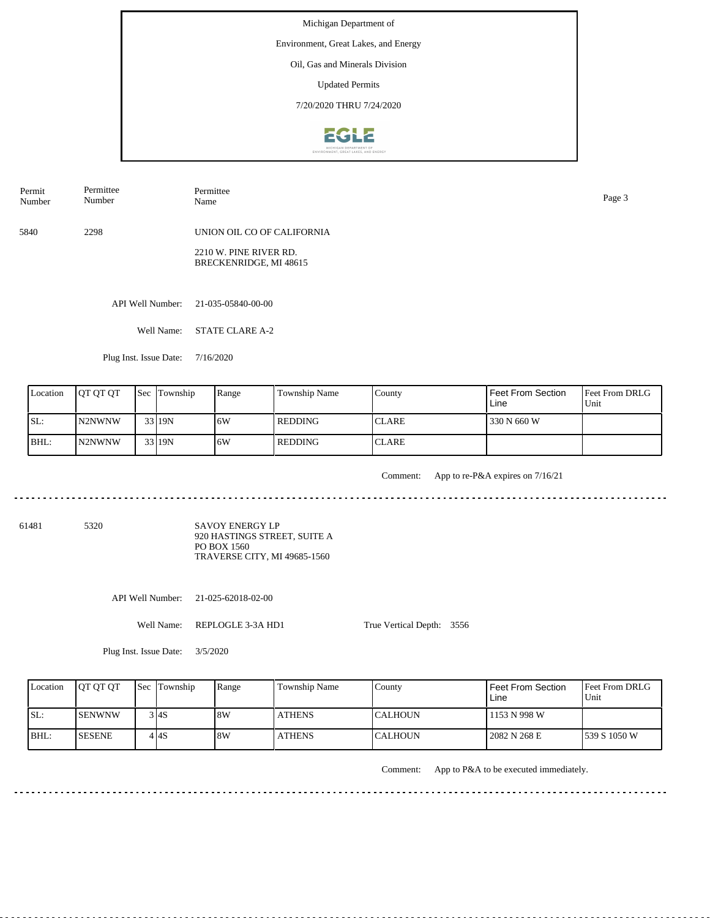Michigan Department of

Environment, Great Lakes, and Energy

Oil, Gas and Minerals Division

Updated Permits

7/20/2020 THRU 7/24/2020

| Permit Number | Permittee Number | Permittee Name |
|---|---|---|
| 5840 | 2298 | UNION OIL CO OF CALIFORNIA<br>2210 W. PINE RIVER RD.<br>BRECKENRIDGE, MI 48615 |

API Well Number: 21-035-05840-00-00

Well Name: STATE CLARE A-2

Plug Inst. Issue Date: 7/16/2020

| Location | QT QT QT | Sec | Township | Range | Township Name | County | Feet From Section Line | Feet From DRLG Unit |
|---|---|---|---|---|---|---|---|---|
| SL: | N2NWNW | 33 | 19N | 6W | REDDING | CLARE | 330 N 660 W | |
| BHL: | N2NWNW | 33 | 19N | 6W | REDDING | CLARE | | |

Comment: App to re-P&A expires on 7/16/21

---

| Permit Number | Permittee Number | Permittee Name |
|---|---|---|
| 61481 | 5320 | SAVOY ENERGY LP<br>920 HASTINGS STREET, SUITE A<br>PO BOX 1560<br>TRAVERSE CITY, MI 49685-1560 |

API Well Number: 21-025-62018-02-00

Well Name: REPLOGLE 3-3A HD1

True Vertical Depth: 3556

Plug Inst. Issue Date: 3/5/2020

| Location | QT QT QT | Sec | Township | Range | Township Name | County | Feet From Section Line | Feet From DRLG Unit |
|---|---|---|---|---|---|---|---|---|
| SL: | SENWNW | 3 | 4S | 8W | ATHENS | CALHOUN | 1153 N 998 W | |
| BHL: | SESENE | 4 | 4S | 8W | ATHENS | CALHOUN | 2082 N 268 E | 539 S 1050 W |

Comment: App to P&A to be executed immediately.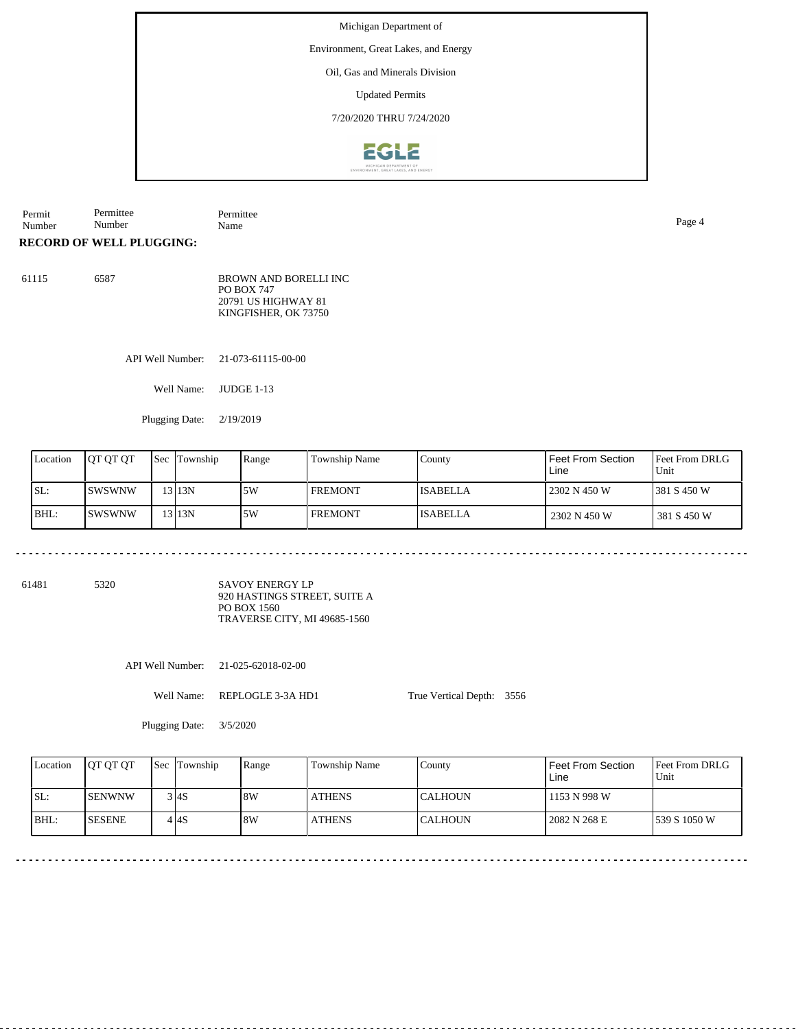Michigan Department of

Environment, Great Lakes, and Energy

Oil, Gas and Minerals Division

Updated Permits

7/20/2020 THRU 7/24/2020

| Permit Number | Permittee Number | Permittee Name |
|---|---|---|

**RECORD OF WELL PLUGGING:**

61115 6587 BROWN AND BORELLI INC
PO BOX 747
20791 US HIGHWAY 81
KINGFISHER, OK 73750

API Well Number: 21-073-61115-00-00

Well Name: JUDGE 1-13

Plugging Date: 2/19/2019

| Location | QT QT QT | Sec | Township | Range | Township Name | County | Feet From Section Line | Feet From DRLG Unit |
|---|---|---|---|---|---|---|---|---|
| SL: | SWSWNW | 13 | 13N | 5W | FREMONT | ISABELLA | 2302 N 450 W | 381 S 450 W |
| BHL: | SWSWNW | 13 | 13N | 5W | FREMONT | ISABELLA | 2302 N 450 W | 381 S 450 W |

61481 5320 SAVOY ENERGY LP
920 HASTINGS STREET, SUITE A
PO BOX 1560
TRAVERSE CITY, MI 49685-1560

API Well Number: 21-025-62018-02-00

Well Name: REPLOGLE 3-3A HD1 True Vertical Depth: 3556

Plugging Date: 3/5/2020

| Location | QT QT QT | Sec | Township | Range | Township Name | County | Feet From Section Line | Feet From DRLG Unit |
|---|---|---|---|---|---|---|---|---|
| SL: | SENWNW | 3 | 4S | 8W | ATHENS | CALHOUN | 1153 N 998 W | |
| BHL: | SESENE | 4 | 4S | 8W | ATHENS | CALHOUN | 2082 N 268 E | 539 S 1050 W |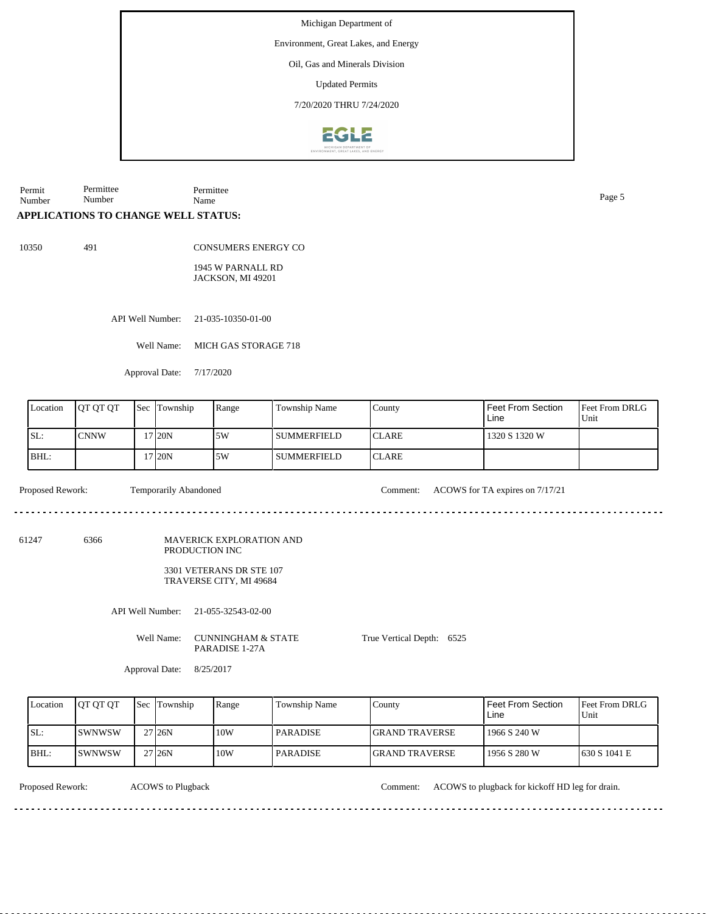Michigan Department of

Environment, Great Lakes, and Energy

Oil, Gas and Minerals Division

Updated Permits

7/20/2020 THRU 7/24/2020

| Permit Number | Permittee Number | Permittee Name |
|---|---|---|

## APPLICATIONS TO CHANGE WELL STATUS:

10350 491 CONSUMERS ENERGY CO

1945 W PARNALL RD
JACKSON, MI 49201

API Well Number: 21-035-10350-01-00

Well Name: MICH GAS STORAGE 718

Approval Date: 7/17/2020

| Location | QT QT QT | Sec | Township | Range | Township Name | County | Feet From Section Line | Feet From DRLG Unit |
|---|---|---|---|---|---|---|---|---|
| SL: | CNNW | 17 | 20N | 5W | SUMMERFIELD | CLARE | 1320 S 1320 W | |
| BHL: | | 17 | 20N | 5W | SUMMERFIELD | CLARE | | |

Proposed Rework: Temporarily Abandoned

Comment: ACOWS for TA expires on 7/17/21

---

61247 6366 MAVERICK EXPLORATION AND PRODUCTION INC

3301 VETERANS DR STE 107
TRAVERSE CITY, MI 49684

API Well Number: 21-055-32543-02-00

Well Name: CUNNINGHAM & STATE PARADISE 1-27A

True Vertical Depth: 6525

Approval Date: 8/25/2017

| Location | QT QT QT | Sec | Township | Range | Township Name | County | Feet From Section Line | Feet From DRLG Unit |
|---|---|---|---|---|---|---|---|---|
| SL: | SWNWSW | 27 | 26N | 10W | PARADISE | GRAND TRAVERSE | 1966 S 240 W | |
| BHL: | SWNWSW | 27 | 26N | 10W | PARADISE | GRAND TRAVERSE | 1956 S 280 W | 630 S 1041 E |

Proposed Rework: ACOWS to Plugback

Comment: ACOWS to plugback for kickoff HD leg for drain.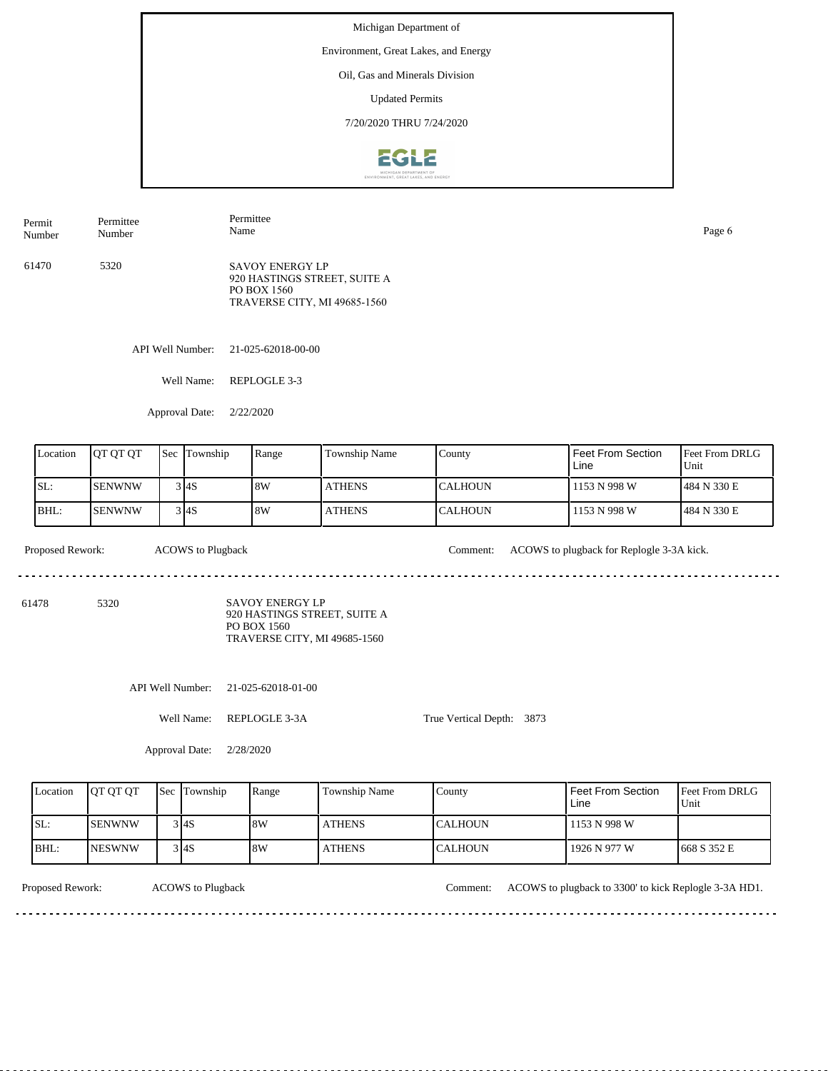Michigan Department of

Environment, Great Lakes, and Energy

Oil, Gas and Minerals Division

Updated Permits

7/20/2020 THRU 7/24/2020

| Permit Number | Permittee Number | Permittee Name |
|---|---|---|
| 61470 | 5320 | SAVOY ENERGY LP<br>920 HASTINGS STREET, SUITE A<br>PO BOX 1560<br>TRAVERSE CITY, MI 49685-1560 |

API Well Number: 21-025-62018-00-00

Well Name: REPLOGLE 3-3

Approval Date: 2/22/2020

| Location | QT QT QT | Sec | Township | Range | Township Name | County | Feet From Section Line | Feet From DRLG Unit |
|---|---|---|---|---|---|---|---|---|
| SL: | SENWNW | 3 | 4S | 8W | ATHENS | CALHOUN | 1153 N 998 W | 484 N 330 E |
| BHL: | SENWNW | 3 | 4S | 8W | ATHENS | CALHOUN | 1153 N 998 W | 484 N 330 E |

Proposed Rework: ACOWS to Plugback

Comment: ACOWS to plugback for Replogle 3-3A kick.

---

| Permit Number | Permittee Number | Permittee Name |
|---|---|---|
| 61478 | 5320 | SAVOY ENERGY LP<br>920 HASTINGS STREET, SUITE A<br>PO BOX 1560<br>TRAVERSE CITY, MI 49685-1560 |

API Well Number: 21-025-62018-01-00

Well Name: REPLOGLE 3-3A

True Vertical Depth: 3873

Approval Date: 2/28/2020

| Location | QT QT QT | Sec | Township | Range | Township Name | County | Feet From Section Line | Feet From DRLG Unit |
|---|---|---|---|---|---|---|---|---|
| SL: | SENWNW | 3 | 4S | 8W | ATHENS | CALHOUN | 1153 N 998 W | |
| BHL: | NESWNW | 3 | 4S | 8W | ATHENS | CALHOUN | 1926 N 977 W | 668 S 352 E |

Proposed Rework: ACOWS to Plugback

Comment: ACOWS to plugback to 3300' to kick Replogle 3-3A HD1.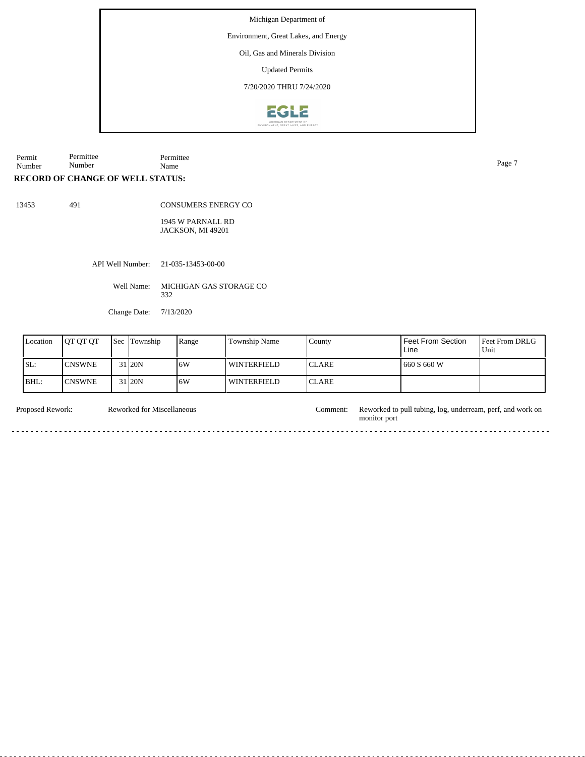Michigan Department of

Environment, Great Lakes, and Energy

Oil, Gas and Minerals Division

Updated Permits

7/20/2020 THRU 7/24/2020

| Permit Number | Permittee Number | Permittee Name |
|---|---|---|

**RECORD OF CHANGE OF WELL STATUS:**

13453 &nbsp;&nbsp; 491 &nbsp;&nbsp; CONSUMERS ENERGY CO

1945 W PARNALL RD
JACKSON, MI 49201

API Well Number: 21-035-13453-00-00

Well Name: MICHIGAN GAS STORAGE CO 332

Change Date: 7/13/2020

| Location | QT QT QT | Sec | Township | Range | Township Name | County | Feet From Section Line | Feet From DRLG Unit |
|---|---|---|---|---|---|---|---|---|
| SL: | CNSWNE | 31 | 20N | 6W | WINTERFIELD | CLARE | 660 S 660 W | |
| BHL: | CNSWNE | 31 | 20N | 6W | WINTERFIELD | CLARE | | |

Proposed Rework: Reworked for Miscellaneous

Comment: Reworked to pull tubing, log, underream, perf, and work on monitor port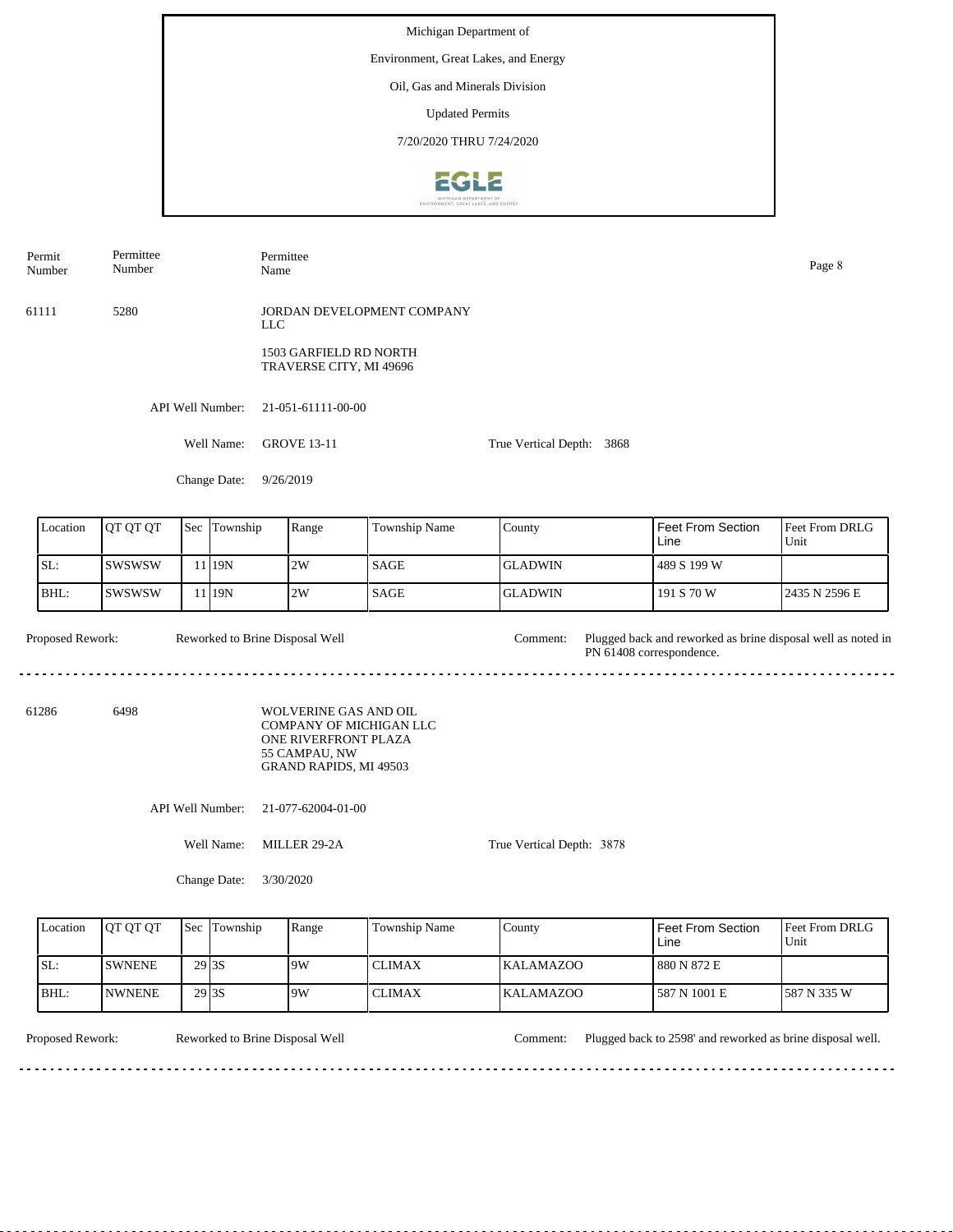Michigan Department of

Environment, Great Lakes, and Energy

Oil, Gas and Minerals Division

Updated Permits

7/20/2020 THRU 7/24/2020

| Permit Number | Permittee Number | Permittee Name |
|---|---|---|
| 61111 | 5280 | JORDAN DEVELOPMENT COMPANY LLC<br>1503 GARFIELD RD NORTH<br>TRAVERSE CITY, MI 49696 |

API Well Number: 21-051-61111-00-00

Well Name: GROVE 13-11

True Vertical Depth: 3868

Change Date: 9/26/2019

| Location | QT QT QT | Sec | Township | Range | Township Name | County | Feet From Section Line | Feet From DRLG Unit |
|---|---|---|---|---|---|---|---|---|
| SL: | SWSWSW | 11 | 19N | 2W | SAGE | GLADWIN | 489 S 199 W | |
| BHL: | SWSWSW | 11 | 19N | 2W | SAGE | GLADWIN | 191 S 70 W | 2435 N 2596 E |

Proposed Rework: Reworked to Brine Disposal Well

Comment: Plugged back and reworked as brine disposal well as noted in PN 61408 correspondence.

---

| Permit Number | Permittee Number | Permittee Name |
|---|---|---|
| 61286 | 6498 | WOLVERINE GAS AND OIL COMPANY OF MICHIGAN LLC<br>ONE RIVERFRONT PLAZA<br>55 CAMPAU, NW<br>GRAND RAPIDS, MI 49503 |

API Well Number: 21-077-62004-01-00

Well Name: MILLER 29-2A

True Vertical Depth: 3878

Change Date: 3/30/2020

| Location | QT QT QT | Sec | Township | Range | Township Name | County | Feet From Section Line | Feet From DRLG Unit |
|---|---|---|---|---|---|---|---|---|
| SL: | SWNENE | 29 | 3S | 9W | CLIMAX | KALAMAZOO | 880 N 872 E | |
| BHL: | NWNENE | 29 | 3S | 9W | CLIMAX | KALAMAZOO | 587 N 1001 E | 587 N 335 W |

Proposed Rework: Reworked to Brine Disposal Well

Comment: Plugged back to 2598' and reworked as brine disposal well.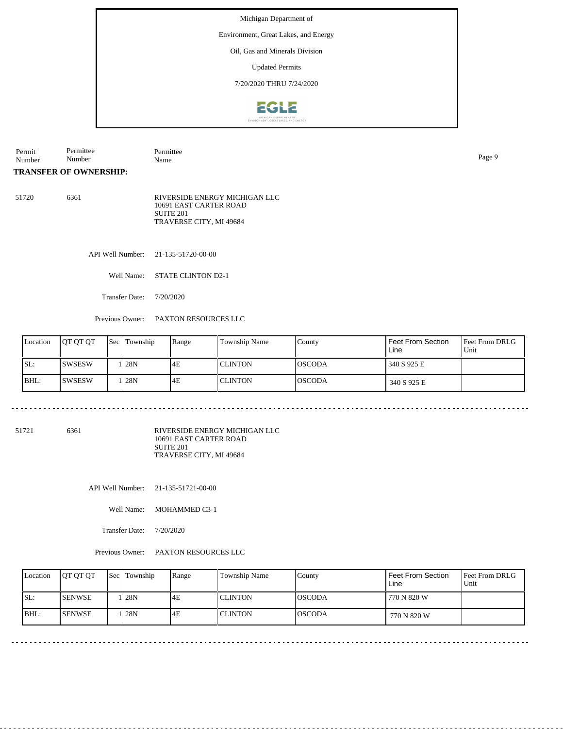Michigan Department of

Environment, Great Lakes, and Energy

Oil, Gas and Minerals Division

Updated Permits

7/20/2020 THRU 7/24/2020

| Permit Number | Permittee Number | Permittee Name |
|---|---|---|

**TRANSFER OF OWNERSHIP:**

51720 6361

RIVERSIDE ENERGY MICHIGAN LLC
10691 EAST CARTER ROAD
SUITE 201
TRAVERSE CITY, MI 49684

API Well Number: 21-135-51720-00-00

Well Name: STATE CLINTON D2-1

Transfer Date: 7/20/2020

Previous Owner: PAXTON RESOURCES LLC

| Location | QT QT QT | Sec | Township | Range | Township Name | County | Feet From Section Line | Feet From DRLG Unit |
|---|---|---|---|---|---|---|---|---|
| SL: | SWSESW | 1 | 28N | 4E | CLINTON | OSCODA | 340 S 925 E | |
| BHL: | SWSESW | 1 | 28N | 4E | CLINTON | OSCODA | 340 S 925 E | |

---

51721 6361

RIVERSIDE ENERGY MICHIGAN LLC
10691 EAST CARTER ROAD
SUITE 201
TRAVERSE CITY, MI 49684

API Well Number: 21-135-51721-00-00

Well Name: MOHAMMED C3-1

Transfer Date: 7/20/2020

Previous Owner: PAXTON RESOURCES LLC

| Location | QT QT QT | Sec | Township | Range | Township Name | County | Feet From Section Line | Feet From DRLG Unit |
|---|---|---|---|---|---|---|---|---|
| SL: | SENWSE | 1 | 28N | 4E | CLINTON | OSCODA | 770 N 820 W | |
| BHL: | SENWSE | 1 | 28N | 4E | CLINTON | OSCODA | 770 N 820 W | |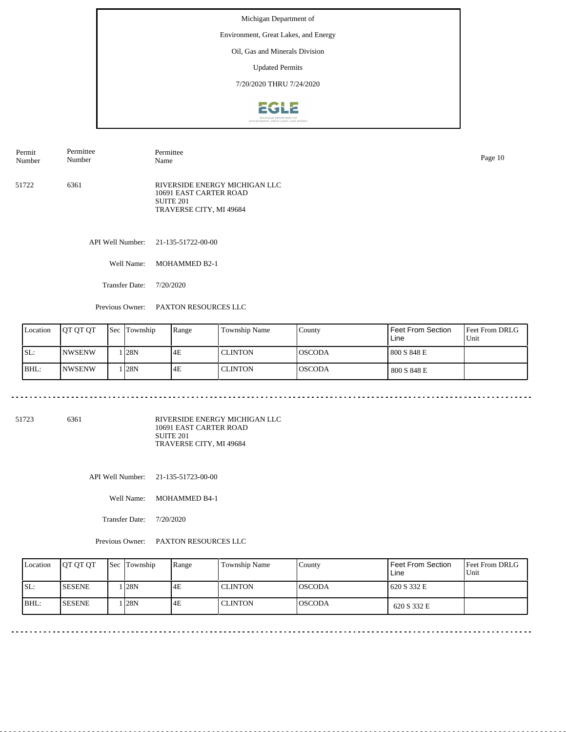Michigan Department of

Environment, Great Lakes, and Energy

Oil, Gas and Minerals Division

Updated Permits

7/20/2020 THRU 7/24/2020

| Permit Number | Permittee Number | Permittee Name |
|---|---|---|
| 51722 | 6361 | RIVERSIDE ENERGY MICHIGAN LLC<br>10691 EAST CARTER ROAD<br>SUITE 201<br>TRAVERSE CITY, MI 49684 |

API Well Number: 21-135-51722-00-00

Well Name: MOHAMMED B2-1

Transfer Date: 7/20/2020

Previous Owner: PAXTON RESOURCES LLC

| Location | QT QT QT | Sec | Township | Range | Township Name | County | Feet From Section Line | Feet From DRLG Unit |
|---|---|---|---|---|---|---|---|---|
| SL: | NWSENW | 1 | 28N | 4E | CLINTON | OSCODA | 800 S 848 E | |
| BHL: | NWSENW | 1 | 28N | 4E | CLINTON | OSCODA | 800 S 848 E | |

---

| Permit Number | Permittee Number | Permittee Name |
|---|---|---|
| 51723 | 6361 | RIVERSIDE ENERGY MICHIGAN LLC<br>10691 EAST CARTER ROAD<br>SUITE 201<br>TRAVERSE CITY, MI 49684 |

API Well Number: 21-135-51723-00-00

Well Name: MOHAMMED B4-1

Transfer Date: 7/20/2020

Previous Owner: PAXTON RESOURCES LLC

| Location | QT QT QT | Sec | Township | Range | Township Name | County | Feet From Section Line | Feet From DRLG Unit |
|---|---|---|---|---|---|---|---|---|
| SL: | SESENE | 1 | 28N | 4E | CLINTON | OSCODA | 620 S 332 E | |
| BHL: | SESENE | 1 | 28N | 4E | CLINTON | OSCODA | 620 S 332 E | |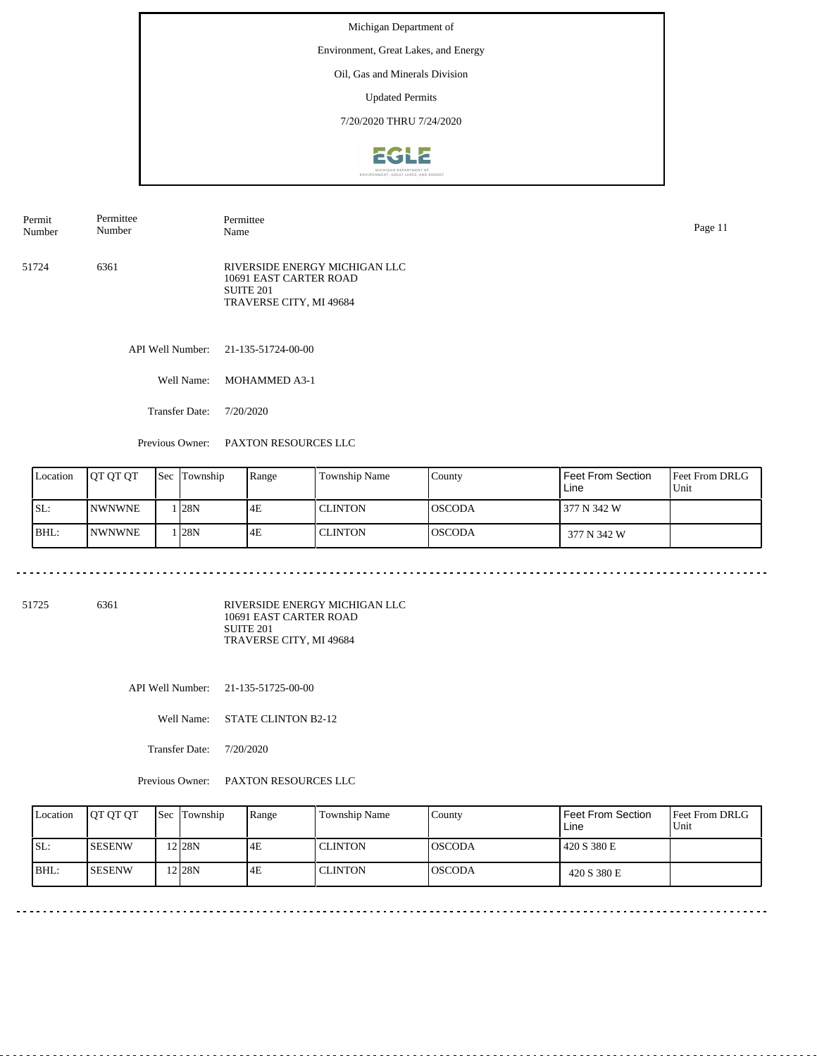Michigan Department of

Environment, Great Lakes, and Energy

Oil, Gas and Minerals Division

Updated Permits

7/20/2020 THRU 7/24/2020

| Permit Number | Permittee Number | Permittee Name |
|---|---|---|
| 51724 | 6361 | RIVERSIDE ENERGY MICHIGAN LLC<br>10691 EAST CARTER ROAD<br>SUITE 201<br>TRAVERSE CITY, MI 49684 |

API Well Number: 21-135-51724-00-00

Well Name: MOHAMMED A3-1

Transfer Date: 7/20/2020

Previous Owner: PAXTON RESOURCES LLC

| Location | QT QT QT | Sec | Township | Range | Township Name | County | Feet From Section Line | Feet From DRLG Unit |
|---|---|---|---|---|---|---|---|---|
| SL: | NWNWNE | 1 | 28N | 4E | CLINTON | OSCODA | 377 N 342 W | |
| BHL: | NWNWNE | 1 | 28N | 4E | CLINTON | OSCODA | 377 N 342 W | |

---

| Permit Number | Permittee Number | Permittee Name |
|---|---|---|
| 51725 | 6361 | RIVERSIDE ENERGY MICHIGAN LLC<br>10691 EAST CARTER ROAD<br>SUITE 201<br>TRAVERSE CITY, MI 49684 |

API Well Number: 21-135-51725-00-00

Well Name: STATE CLINTON B2-12

Transfer Date: 7/20/2020

Previous Owner: PAXTON RESOURCES LLC

| Location | QT QT QT | Sec | Township | Range | Township Name | County | Feet From Section Line | Feet From DRLG Unit |
|---|---|---|---|---|---|---|---|---|
| SL: | SESENW | 12 | 28N | 4E | CLINTON | OSCODA | 420 S 380 E | |
| BHL: | SESENW | 12 | 28N | 4E | CLINTON | OSCODA | 420 S 380 E | |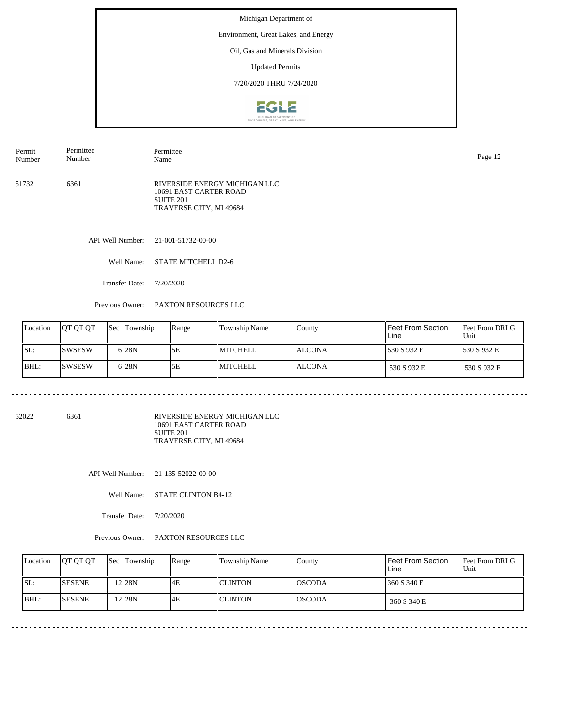Michigan Department of

Environment, Great Lakes, and Energy

Oil, Gas and Minerals Division

Updated Permits

7/20/2020 THRU 7/24/2020

| Permit Number | Permittee Number | Permittee Name |
|---|---|---|
| 51732 | 6361 | RIVERSIDE ENERGY MICHIGAN LLC<br>10691 EAST CARTER ROAD<br>SUITE 201<br>TRAVERSE CITY, MI 49684 |

API Well Number: 21-001-51732-00-00

Well Name: STATE MITCHELL D2-6

Transfer Date: 7/20/2020

Previous Owner: PAXTON RESOURCES LLC

| Location | QT QT QT | Sec | Township | Range | Township Name | County | Feet From Section Line | Feet From DRLG Unit |
|---|---|---|---|---|---|---|---|---|
| SL: | SWSESW | 6 | 28N | 5E | MITCHELL | ALCONA | 530 S 932 E | 530 S 932 E |
| BHL: | SWSESW | 6 | 28N | 5E | MITCHELL | ALCONA | 530 S 932 E | 530 S 932 E |

---

| Permit Number | Permittee Number | Permittee Name |
|---|---|---|
| 52022 | 6361 | RIVERSIDE ENERGY MICHIGAN LLC<br>10691 EAST CARTER ROAD<br>SUITE 201<br>TRAVERSE CITY, MI 49684 |

API Well Number: 21-135-52022-00-00

Well Name: STATE CLINTON B4-12

Transfer Date: 7/20/2020

Previous Owner: PAXTON RESOURCES LLC

| Location | QT QT QT | Sec | Township | Range | Township Name | County | Feet From Section Line | Feet From DRLG Unit |
|---|---|---|---|---|---|---|---|---|
| SL: | SESENE | 12 | 28N | 4E | CLINTON | OSCODA | 360 S 340 E | |
| BHL: | SESENE | 12 | 28N | 4E | CLINTON | OSCODA | 360 S 340 E | |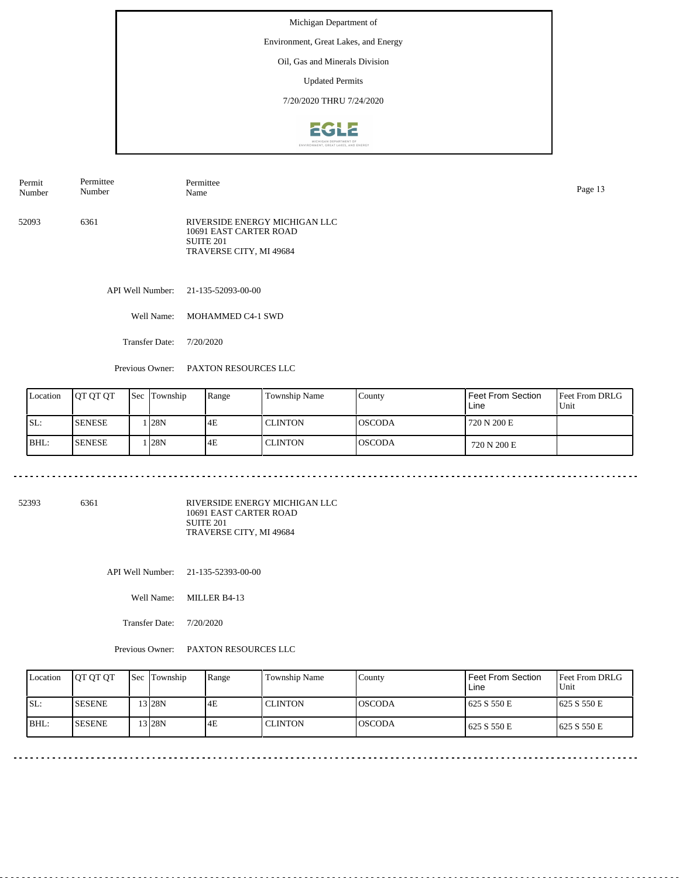Michigan Department of

Environment, Great Lakes, and Energy

Oil, Gas and Minerals Division

Updated Permits

7/20/2020 THRU 7/24/2020

| Permit Number | Permittee Number | Permittee Name |
|---|---|---|
| 52093 | 6361 | RIVERSIDE ENERGY MICHIGAN LLC<br>10691 EAST CARTER ROAD<br>SUITE 201<br>TRAVERSE CITY, MI 49684 |

API Well Number: 21-135-52093-00-00

Well Name: MOHAMMED C4-1 SWD

Transfer Date: 7/20/2020

Previous Owner: PAXTON RESOURCES LLC

| Location | QT QT QT | Sec | Township | Range | Township Name | County | Feet From Section Line | Feet From DRLG Unit |
|---|---|---|---|---|---|---|---|---|
| SL: | SENESE | 1 | 28N | 4E | CLINTON | OSCODA | 720 N 200 E | |
| BHL: | SENESE | 1 | 28N | 4E | CLINTON | OSCODA | 720 N 200 E | |

| Permit Number | Permittee Number | Permittee Name |
|---|---|---|
| 52393 | 6361 | RIVERSIDE ENERGY MICHIGAN LLC<br>10691 EAST CARTER ROAD<br>SUITE 201<br>TRAVERSE CITY, MI 49684 |

API Well Number: 21-135-52393-00-00

Well Name: MILLER B4-13

Transfer Date: 7/20/2020

Previous Owner: PAXTON RESOURCES LLC

| Location | QT QT QT | Sec | Township | Range | Township Name | County | Feet From Section Line | Feet From DRLG Unit |
|---|---|---|---|---|---|---|---|---|
| SL: | SESENE | 13 | 28N | 4E | CLINTON | OSCODA | 625 S 550 E | 625 S 550 E |
| BHL: | SESENE | 13 | 28N | 4E | CLINTON | OSCODA | 625 S 550 E | 625 S 550 E |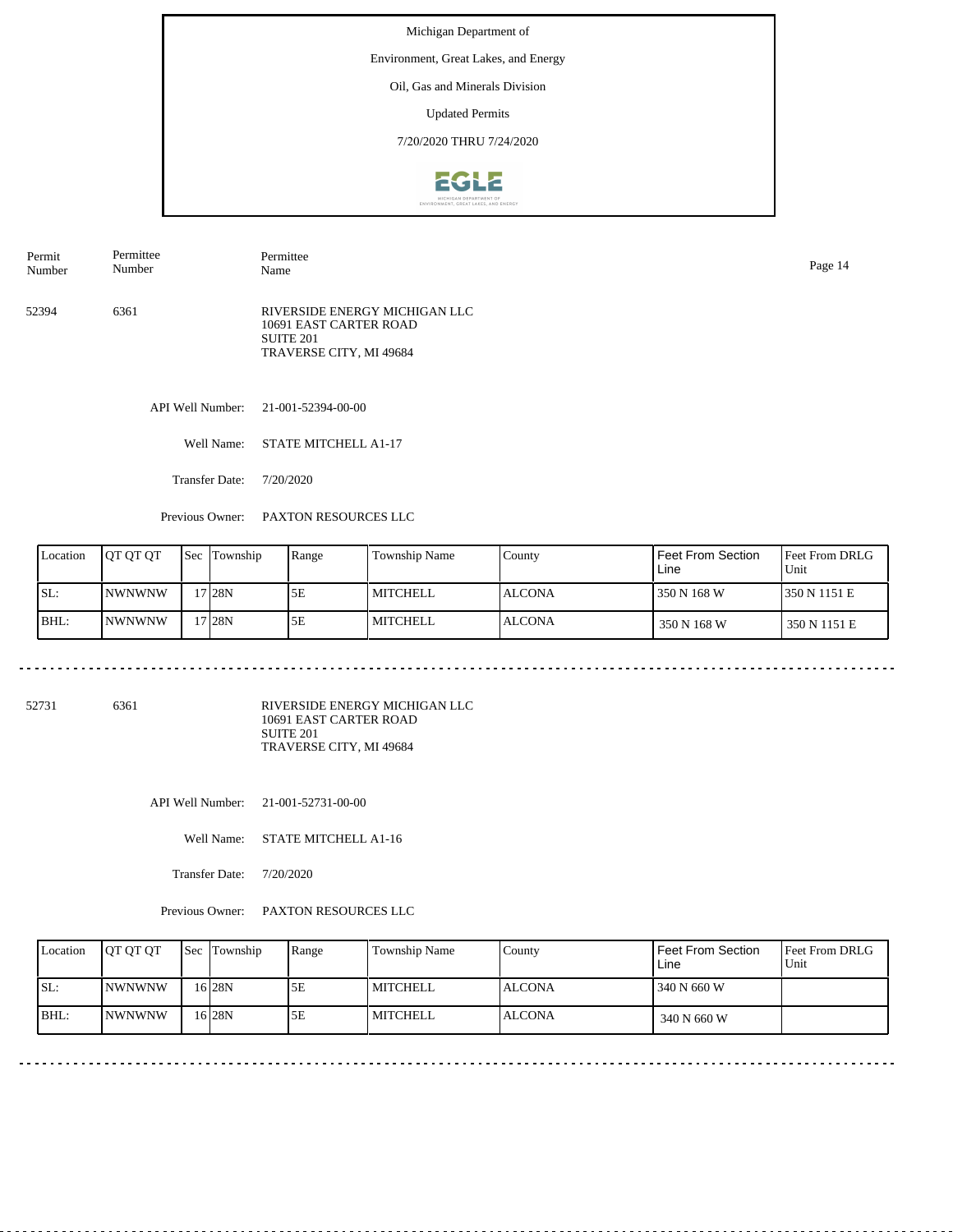Michigan Department of

Environment, Great Lakes, and Energy

Oil, Gas and Minerals Division

Updated Permits

7/20/2020 THRU 7/24/2020

| Permit Number | Permittee Number | Permittee Name |
|---|---|---|
| 52394 | 6361 | RIVERSIDE ENERGY MICHIGAN LLC<br>10691 EAST CARTER ROAD<br>SUITE 201<br>TRAVERSE CITY, MI 49684 |

API Well Number: 21-001-52394-00-00

Well Name: STATE MITCHELL A1-17

Transfer Date: 7/20/2020

Previous Owner: PAXTON RESOURCES LLC

| Location | QT QT QT | Sec | Township | Range | Township Name | County | Feet From Section Line | Feet From DRLG Unit |
|---|---|---|---|---|---|---|---|---|
| SL: | NWNWNW | 17 | 28N | 5E | MITCHELL | ALCONA | 350 N 168 W | 350 N 1151 E |
| BHL: | NWNWNW | 17 | 28N | 5E | MITCHELL | ALCONA | 350 N 168 W | 350 N 1151 E |

---

| Permit Number | Permittee Number | Permittee Name |
|---|---|---|
| 52731 | 6361 | RIVERSIDE ENERGY MICHIGAN LLC<br>10691 EAST CARTER ROAD<br>SUITE 201<br>TRAVERSE CITY, MI 49684 |

API Well Number: 21-001-52731-00-00

Well Name: STATE MITCHELL A1-16

Transfer Date: 7/20/2020

Previous Owner: PAXTON RESOURCES LLC

| Location | QT QT QT | Sec | Township | Range | Township Name | County | Feet From Section Line | Feet From DRLG Unit |
|---|---|---|---|---|---|---|---|---|
| SL: | NWNWNW | 16 | 28N | 5E | MITCHELL | ALCONA | 340 N 660 W | |
| BHL: | NWNWNW | 16 | 28N | 5E | MITCHELL | ALCONA | 340 N 660 W | |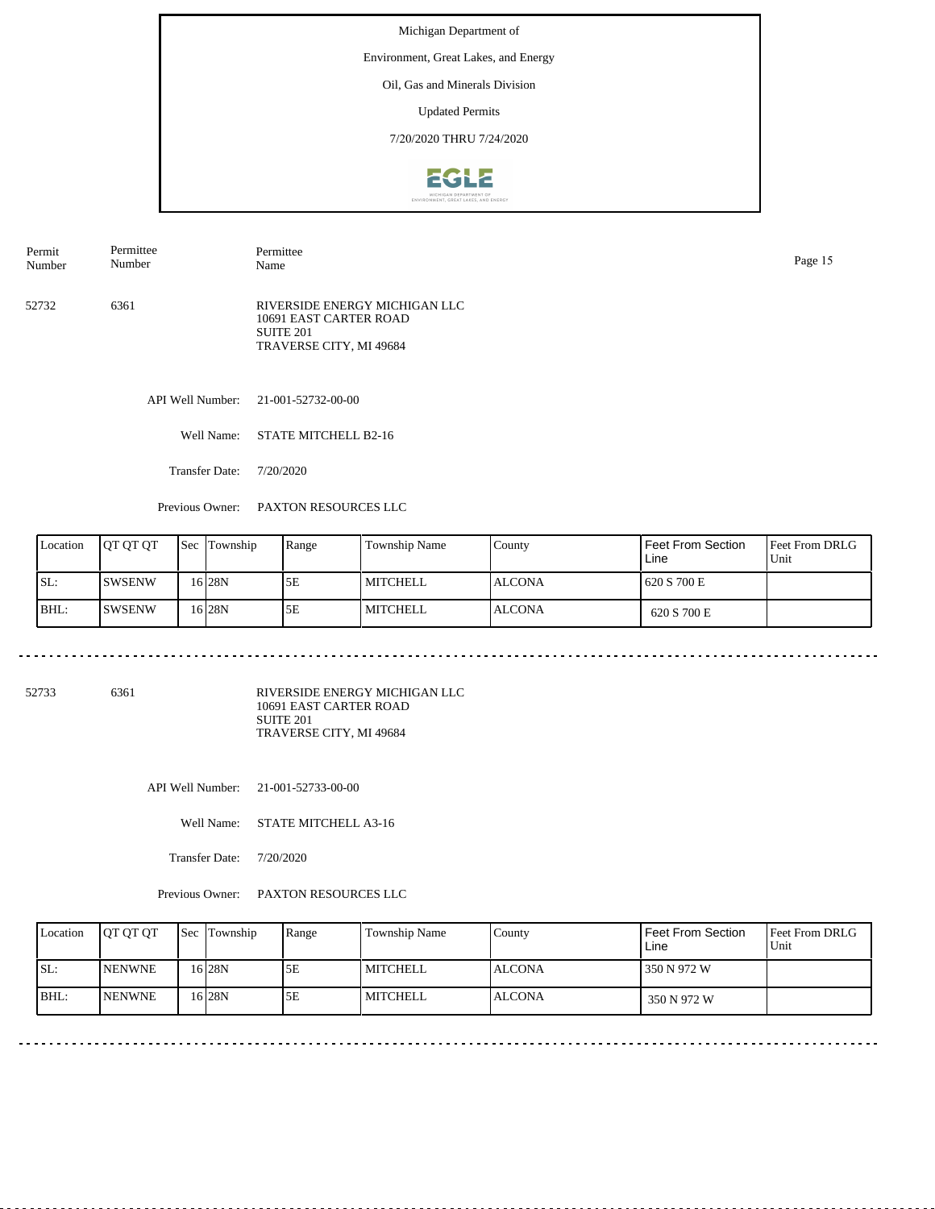Michigan Department of

Environment, Great Lakes, and Energy

Oil, Gas and Minerals Division

Updated Permits

7/20/2020 THRU 7/24/2020

| Permit Number | Permittee Number | Permittee Name |
|---|---|---|
| 52732 | 6361 | RIVERSIDE ENERGY MICHIGAN LLC<br>10691 EAST CARTER ROAD<br>SUITE 201<br>TRAVERSE CITY, MI 49684 |

API Well Number: 21-001-52732-00-00

Well Name: STATE MITCHELL B2-16

Transfer Date: 7/20/2020

Previous Owner: PAXTON RESOURCES LLC

| Location | QT QT QT | Sec | Township | Range | Township Name | County | Feet From Section Line | Feet From DRLG Unit |
|---|---|---|---|---|---|---|---|---|
| SL: | SWSENW | 16 | 28N | 5E | MITCHELL | ALCONA | 620 S 700 E | |
| BHL: | SWSENW | 16 | 28N | 5E | MITCHELL | ALCONA | 620 S 700 E | |

---

| Permit Number | Permittee Number | Permittee Name |
|---|---|---|
| 52733 | 6361 | RIVERSIDE ENERGY MICHIGAN LLC<br>10691 EAST CARTER ROAD<br>SUITE 201<br>TRAVERSE CITY, MI 49684 |

API Well Number: 21-001-52733-00-00

Well Name: STATE MITCHELL A3-16

Transfer Date: 7/20/2020

Previous Owner: PAXTON RESOURCES LLC

| Location | QT QT QT | Sec | Township | Range | Township Name | County | Feet From Section Line | Feet From DRLG Unit |
|---|---|---|---|---|---|---|---|---|
| SL: | NENWNE | 16 | 28N | 5E | MITCHELL | ALCONA | 350 N 972 W | |
| BHL: | NENWNE | 16 | 28N | 5E | MITCHELL | ALCONA | 350 N 972 W | |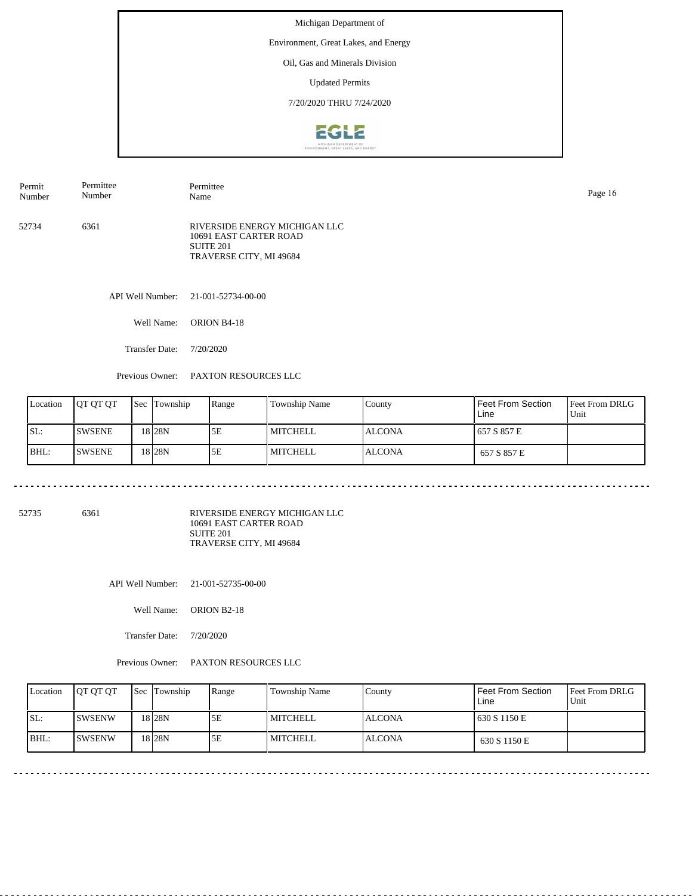Michigan Department of

Environment, Great Lakes, and Energy

Oil, Gas and Minerals Division

Updated Permits

7/20/2020 THRU 7/24/2020

| Permit Number | Permittee Number | Permittee Name |
|---|---|---|
| 52734 | 6361 | RIVERSIDE ENERGY MICHIGAN LLC<br>10691 EAST CARTER ROAD<br>SUITE 201<br>TRAVERSE CITY, MI 49684 |

API Well Number: 21-001-52734-00-00

Well Name: ORION B4-18

Transfer Date: 7/20/2020

Previous Owner: PAXTON RESOURCES LLC

| Location | QT QT QT | Sec | Township | Range | Township Name | County | Feet From Section Line | Feet From DRLG Unit |
|---|---|---|---|---|---|---|---|---|
| SL: | SWSENE | 18 | 28N | 5E | MITCHELL | ALCONA | 657 S 857 E | |
| BHL: | SWSENE | 18 | 28N | 5E | MITCHELL | ALCONA | 657 S 857 E | |

---

| Permit Number | Permittee Number | Permittee Name |
|---|---|---|
| 52735 | 6361 | RIVERSIDE ENERGY MICHIGAN LLC<br>10691 EAST CARTER ROAD<br>SUITE 201<br>TRAVERSE CITY, MI 49684 |

API Well Number: 21-001-52735-00-00

Well Name: ORION B2-18

Transfer Date: 7/20/2020

Previous Owner: PAXTON RESOURCES LLC

| Location | QT QT QT | Sec | Township | Range | Township Name | County | Feet From Section Line | Feet From DRLG Unit |
|---|---|---|---|---|---|---|---|---|
| SL: | SWSENW | 18 | 28N | 5E | MITCHELL | ALCONA | 630 S 1150 E | |
| BHL: | SWSENW | 18 | 28N | 5E | MITCHELL | ALCONA | 630 S 1150 E | |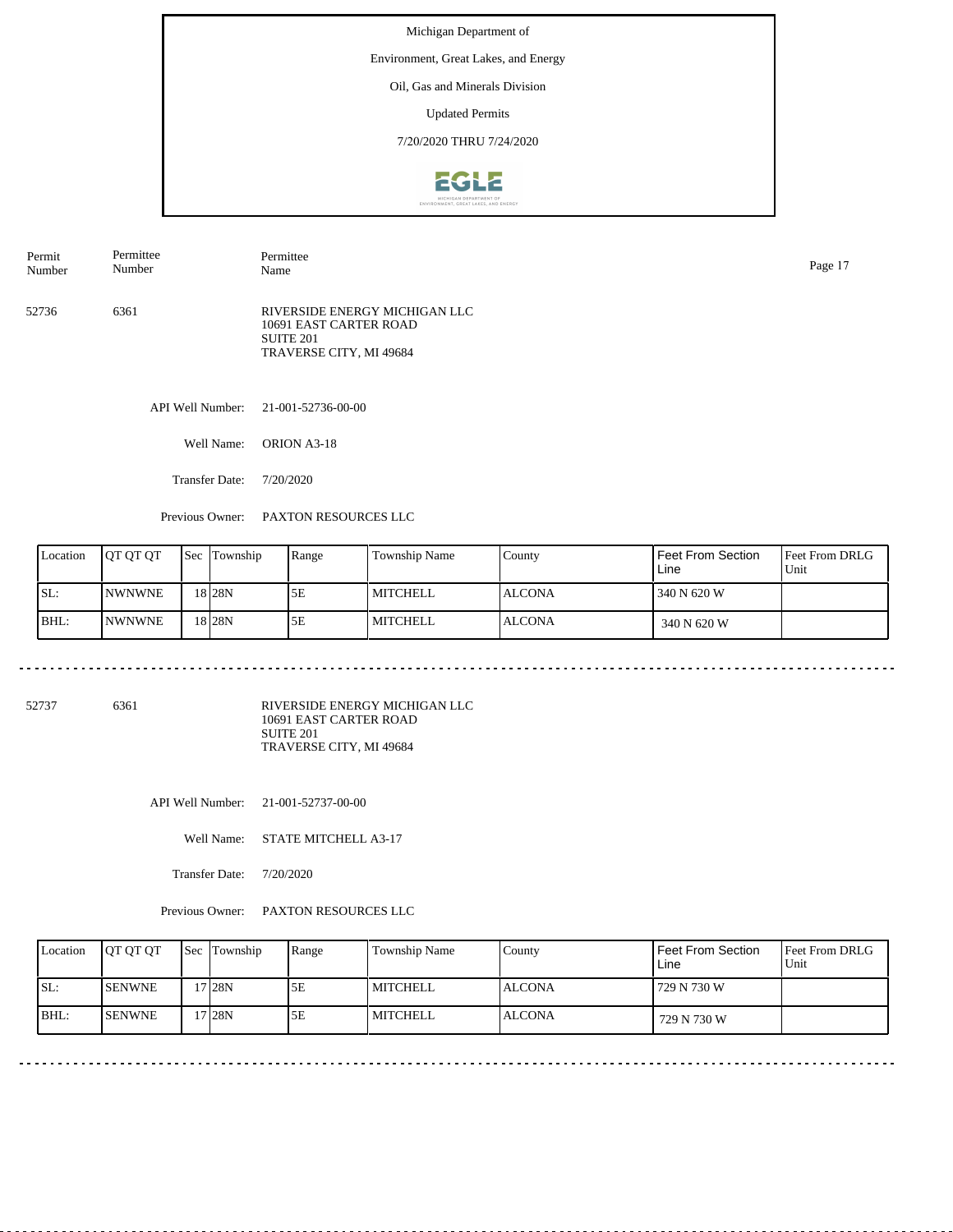Michigan Department of

Environment, Great Lakes, and Energy

Oil, Gas and Minerals Division

Updated Permits

7/20/2020 THRU 7/24/2020

| Permit Number | Permittee Number | Permittee Name |
|---|---|---|
| 52736 | 6361 | RIVERSIDE ENERGY MICHIGAN LLC<br>10691 EAST CARTER ROAD<br>SUITE 201<br>TRAVERSE CITY, MI 49684 |

API Well Number: 21-001-52736-00-00

Well Name: ORION A3-18

Transfer Date: 7/20/2020

Previous Owner: PAXTON RESOURCES LLC

| Location | QT QT QT | Sec | Township | Range | Township Name | County | Feet From Section Line | Feet From DRLG Unit |
|---|---|---|---|---|---|---|---|---|
| SL: | NWNWNE | 18 | 28N | 5E | MITCHELL | ALCONA | 340 N 620 W | |
| BHL: | NWNWNE | 18 | 28N | 5E | MITCHELL | ALCONA | 340 N 620 W | |

---

| Permit Number | Permittee Number | Permittee Name |
|---|---|---|
| 52737 | 6361 | RIVERSIDE ENERGY MICHIGAN LLC<br>10691 EAST CARTER ROAD<br>SUITE 201<br>TRAVERSE CITY, MI 49684 |

API Well Number: 21-001-52737-00-00

Well Name: STATE MITCHELL A3-17

Transfer Date: 7/20/2020

Previous Owner: PAXTON RESOURCES LLC

| Location | QT QT QT | Sec | Township | Range | Township Name | County | Feet From Section Line | Feet From DRLG Unit |
|---|---|---|---|---|---|---|---|---|
| SL: | SENWNE | 17 | 28N | 5E | MITCHELL | ALCONA | 729 N 730 W | |
| BHL: | SENWNE | 17 | 28N | 5E | MITCHELL | ALCONA | 729 N 730 W | |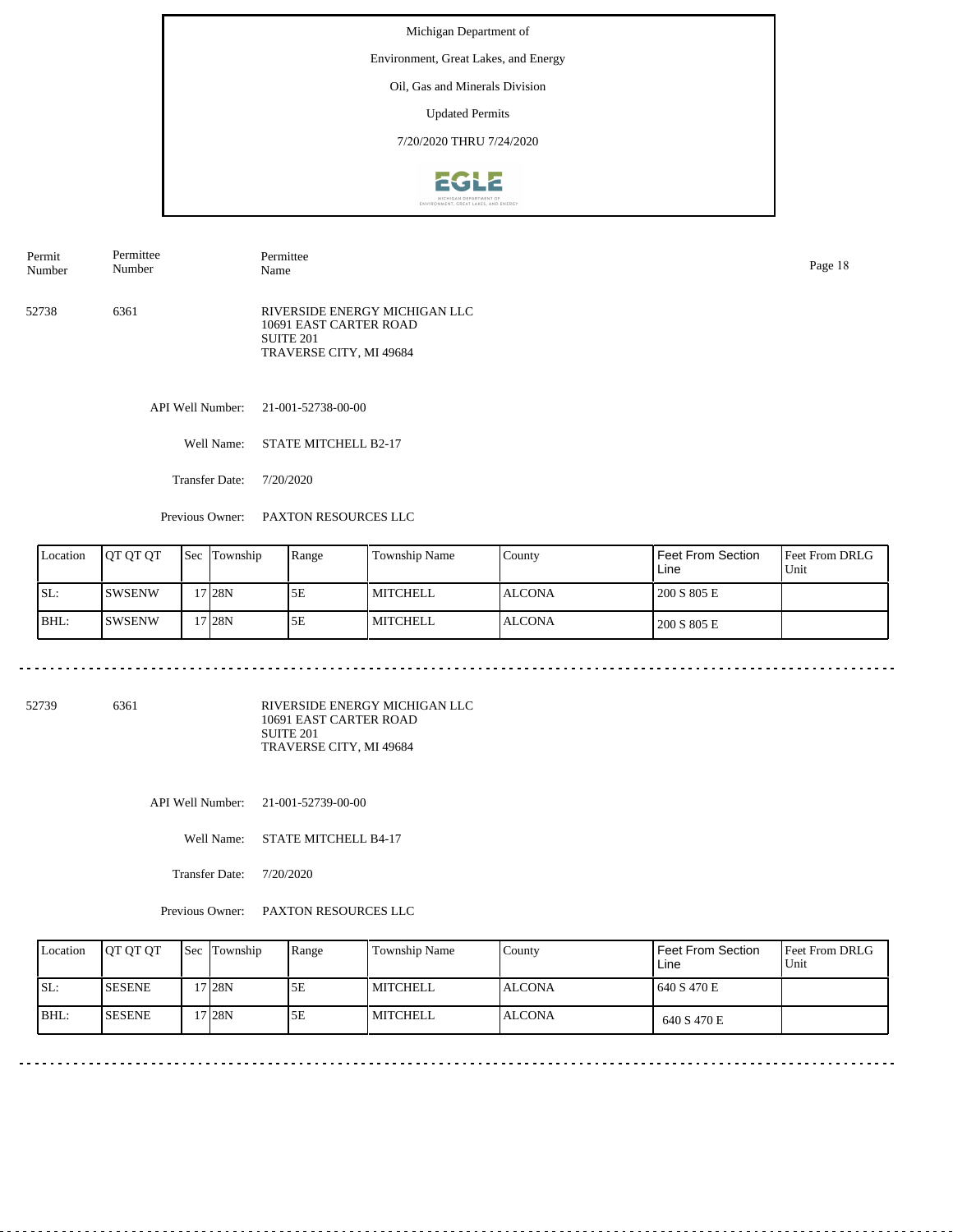Michigan Department of

Environment, Great Lakes, and Energy

Oil, Gas and Minerals Division

Updated Permits

7/20/2020 THRU 7/24/2020

| Permit Number | Permittee Number | Permittee Name |
|---|---|---|
| 52738 | 6361 | RIVERSIDE ENERGY MICHIGAN LLC<br>10691 EAST CARTER ROAD<br>SUITE 201<br>TRAVERSE CITY, MI 49684 |

API Well Number: 21-001-52738-00-00

Well Name: STATE MITCHELL B2-17

Transfer Date: 7/20/2020

Previous Owner: PAXTON RESOURCES LLC

| Location | QT QT QT | Sec | Township | Range | Township Name | County | Feet From Section Line | Feet From DRLG Unit |
|---|---|---|---|---|---|---|---|---|
| SL: | SWSENW | 17 | 28N | 5E | MITCHELL | ALCONA | 200 S 805 E | |
| BHL: | SWSENW | 17 | 28N | 5E | MITCHELL | ALCONA | 200 S 805 E | |

| Permit Number | Permittee Number | Permittee Name |
|---|---|---|
| 52739 | 6361 | RIVERSIDE ENERGY MICHIGAN LLC<br>10691 EAST CARTER ROAD<br>SUITE 201<br>TRAVERSE CITY, MI 49684 |

API Well Number: 21-001-52739-00-00

Well Name: STATE MITCHELL B4-17

Transfer Date: 7/20/2020

Previous Owner: PAXTON RESOURCES LLC

| Location | QT QT QT | Sec | Township | Range | Township Name | County | Feet From Section Line | Feet From DRLG Unit |
|---|---|---|---|---|---|---|---|---|
| SL: | SESENE | 17 | 28N | 5E | MITCHELL | ALCONA | 640 S 470 E | |
| BHL: | SESENE | 17 | 28N | 5E | MITCHELL | ALCONA | 640 S 470 E | |